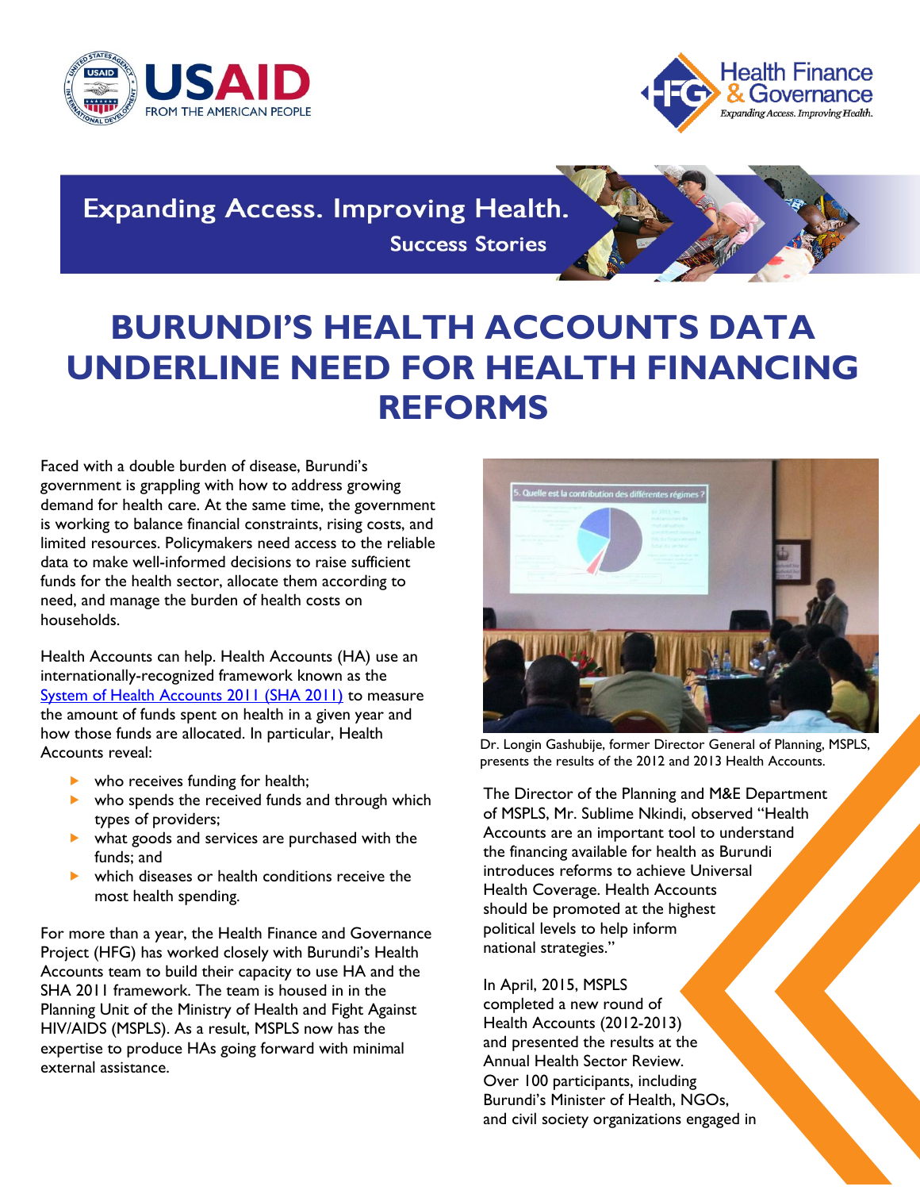Expanding Access. Improving Health.

Success Stories

# BURUNDI'S HEALTH ACCOUNTS DATA UNDERLINE NEED FOR HEALTH FINANCING REFORMS

Faced with a double burden of disease, Burundi's government is grappling with how to address growing demand for health care. At the same time, the government is working to balance financial constraints, rising costs, and limited resources. Policymakers need access to the reliable data to make well-informed decisions to raise sufficient funds for the health sector, allocate them according to need, and manage the burden of health costs on households.

Health Accounts can help. Health Accounts (HA) use an internationally-recognized framework known as the [System of Health Accounts 2011 (SHA 2011)] to measure the amount of funds spent on health in a given year and how those funds are allocated. In particular, Health Accounts reveal:

- who receives funding for health;
- who spends the received funds and through which types of providers;
- what goods and services are purchased with the funds; and
- which diseases or health conditions receive the most health spending.

For more than a year, the Health Finance and Governance Project (HFG) has worked closely with Burundi's Health Accounts team to build their capacity to use HA and the SHA 2011 framework. The team is housed in in the Planning Unit of the Ministry of Health and Fight Against HIV/AIDS (MSPLS). As a result, MSPLS now has the expertise to produce HAs going forward with minimal external assistance.

Dr. Longin Gashubije, former Director General of Planning, MSPLS, presents the results of the 2012 and 2013 Health Accounts.

The Director of the Planning and M&E Department of MSPLS, Mr. Sublime Nkindi, observed "Health Accounts are an important tool to understand the financing available for health as Burundi introduces reforms to achieve Universal Health Coverage. Health Accounts should be promoted at the highest political levels to help inform national strategies."

In April, 2015, MSPLS completed a new round of Health Accounts (2012-2013) and presented the results at the Annual Health Sector Review. Over 100 participants, including Burundi's Minister of Health, NGOs, and civil society organizations engaged in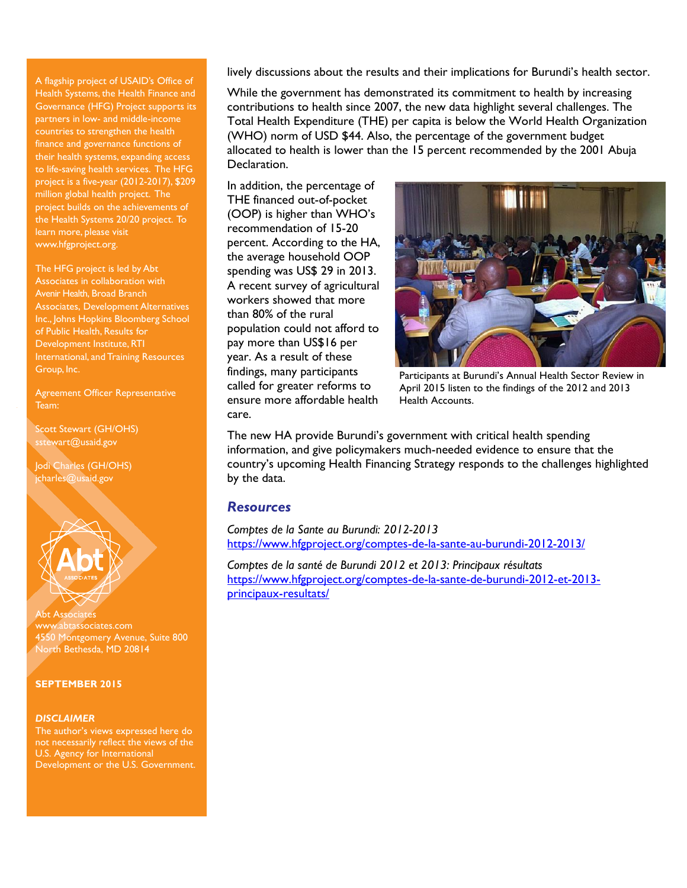lively discussions about the results and their implications for Burundi's health sector.

While the government has demonstrated its commitment to health by increasing contributions to health since 2007, the new data highlight several challenges. The Total Health Expenditure (THE) per capita is below the World Health Organization (WHO) norm of USD $44. Also, the percentage of the government budget allocated to health is lower than the 15 percent recommended by the 2001 Abuja Declaration.

In addition, the percentage of THE financed out-of-pocket (OOP) is higher than WHO's recommendation of 15-20 percent. According to the HA, the average household OOP spending was US$ 29 in 2013. A recent survey of agricultural workers showed that more than 80% of the rural population could not afford to pay more than US$16 per year. As a result of these findings, many participants called for greater reforms to ensure more affordable health care.

Participants at Burundi's Annual Health Sector Review in April 2015 listen to the findings of the 2012 and 2013 Health Accounts.

The new HA provide Burundi's government with critical health spending information, and give policymakers much-needed evidence to ensure that the country's upcoming Health Financing Strategy responds to the challenges highlighted by the data.

## Resources

*Comptes de la Sante au Burundi: 2012-2013*
https://www.hfgproject.org/comptes-de-la-sante-au-burundi-2012-2013/

*Comptes de la santé de Burundi 2012 et 2013: Principaux résultats*
https://www.hfgproject.org/comptes-de-la-sante-de-burundi-2012-et-2013-principaux-resultats/

---

A flagship project of USAID's Office of Health Systems, the Health Finance and Governance (HFG) Project supports its partners in low- and middle-income countries to strengthen the health finance and governance functions of their health systems, expanding access to life-saving health services. The HFG project is a five-year (2012-2017), $209 million global health project. The project builds on the achievements of the Health Systems 20/20 project. To learn more, please visit www.hfgproject.org.

The HFG project is led by Abt Associates in collaboration with Avenir Health, Broad Branch Associates, Development Alternatives Inc., Johns Hopkins Bloomberg School of Public Health, Results for Development Institute, RTI International, and Training Resources Group, Inc.

Agreement Officer Representative Team:

Scott Stewart (GH/OHS)
sstewart@usaid.gov

Jodi Charles (GH/OHS)
jcharles@usaid.gov

Abt Associates
www.abtassociates.com
4550 Montgomery Avenue, Suite 800
North Bethesda, MD 20814

**SEPTEMBER 2015**

***DISCLAIMER***
The author's views expressed here do not necessarily reflect the views of the U.S. Agency for International Development or the U.S. Government.